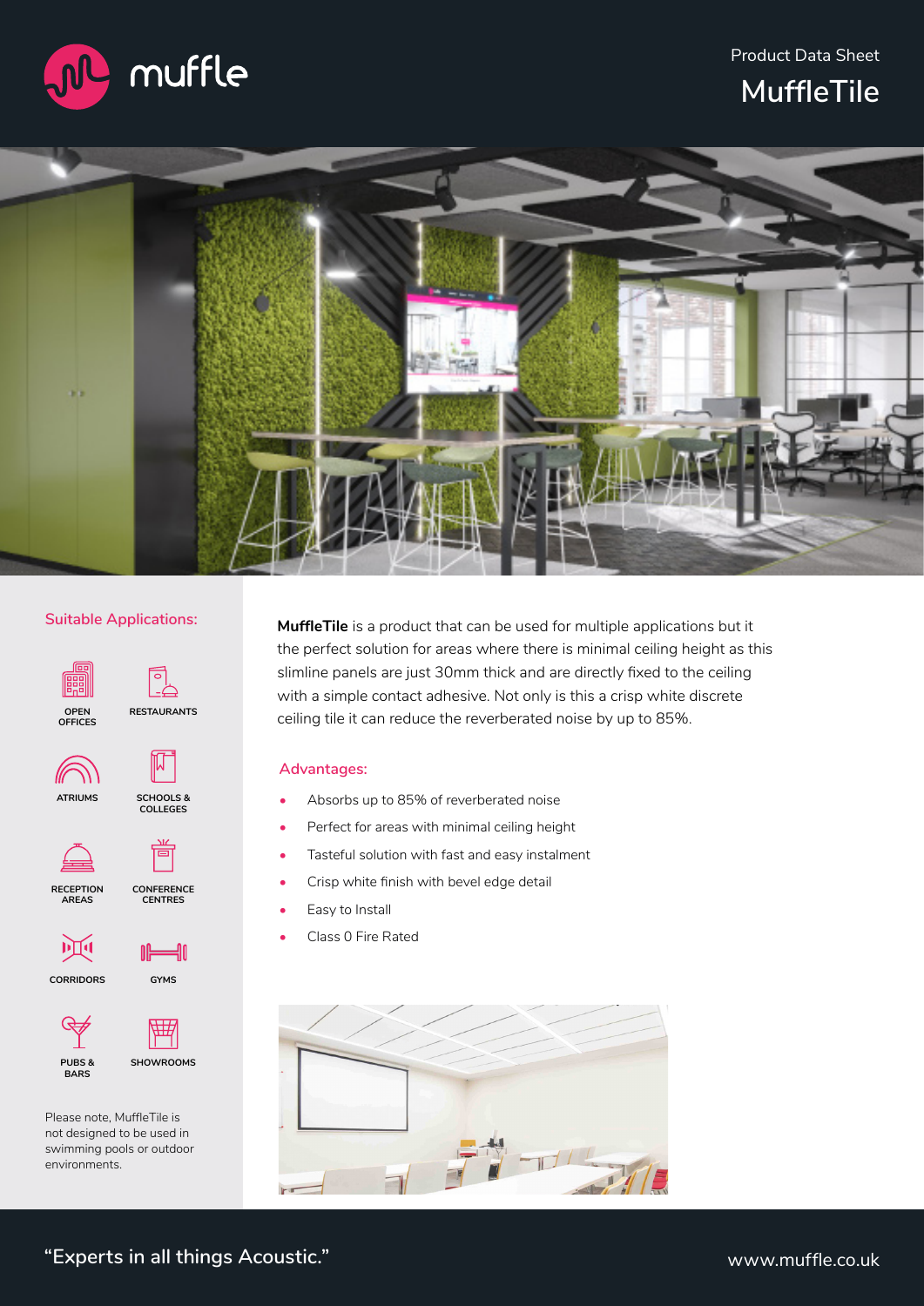muffle

Product Data Sheet

# MuffleTile

## Suitable Applications:

- OPEN OFFICES
- RESTAURANTS
- ATRIUMS
- SCHOOLS & COLLEGES
- RECEPTION AREAS
- CONFERENCE CENTRES
- CORRIDORS
- GYMS
- PUBS & BARS
- SHOWROOMS

Please note, MuffleTile is not designed to be used in swimming pools or outdoor environments.

**MuffleTile** is a product that can be used for multiple applications but it the perfect solution for areas where there is minimal ceiling height as this slimline panels are just 30mm thick and are directly fixed to the ceiling with a simple contact adhesive. Not only is this a crisp white discrete ceiling tile it can reduce the reverberated noise by up to 85%.

## Advantages:

- Absorbs up to 85% of reverberated noise
- Perfect for areas with minimal ceiling height
- Tasteful solution with fast and easy instalment
- Crisp white finish with bevel edge detail
- Easy to Install
- Class 0 Fire Rated

"Experts in all things Acoustic."

www.muffle.co.uk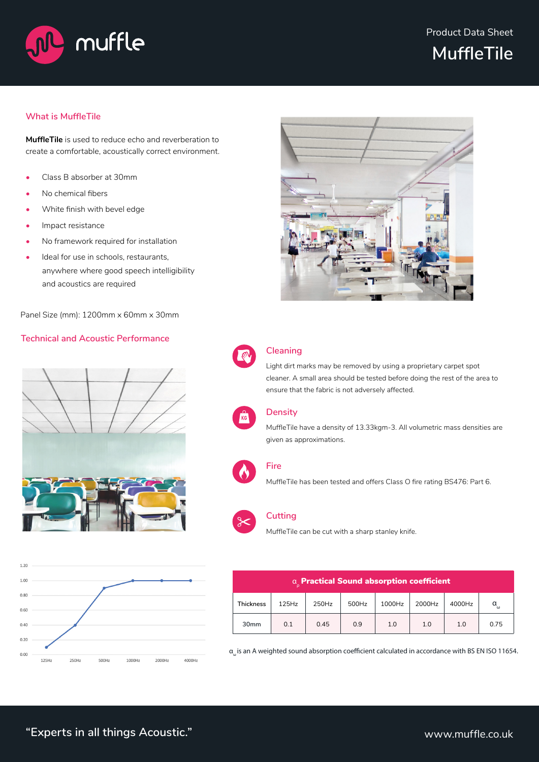Product Data Sheet

# MuffleTile

## What is MuffleTile

**MuffleTile** is used to reduce echo and reverberation to create a comfortable, acoustically correct environment.

- Class B absorber at 30mm
- No chemical fibers
- White finish with bevel edge
- Impact resistance
- No framework required for installation
- Ideal for use in schools, restaurants, anywhere where good speech intelligibility and acoustics are required

Panel Size (mm): 1200mm x 60mm x 30mm

## Technical and Acoustic Performance

### Cleaning

Light dirt marks may be removed by using a proprietary carpet spot cleaner. A small area should be tested before doing the rest of the area to ensure that the fabric is not adversely affected.

### Density

MuffleTile have a density of 13.33kgm-3. All volumetric mass densities are given as approximations.

### Fire

MuffleTile has been tested and offers Class O fire rating BS476: Part 6.

### Cutting

MuffleTile can be cut with a sharp stanley knife.

| Thickness | 125Hz | 250Hz | 500Hz | 1000Hz | 2000Hz | 4000Hz | $\alpha_\omega$ |
|---|---|---|---|---|---|---|---|
| 30mm | 0.1 | 0.45 | 0.9 | 1.0 | 1.0 | 1.0 | 0.75 |

$\alpha_p$ **Practical Sound absorption coefficient**

$\alpha_\omega$ is an A weighted sound absorption coefficient calculated in accordance with BS EN ISO 11654.

"Experts in all things Acoustic."

www.muffle.co.uk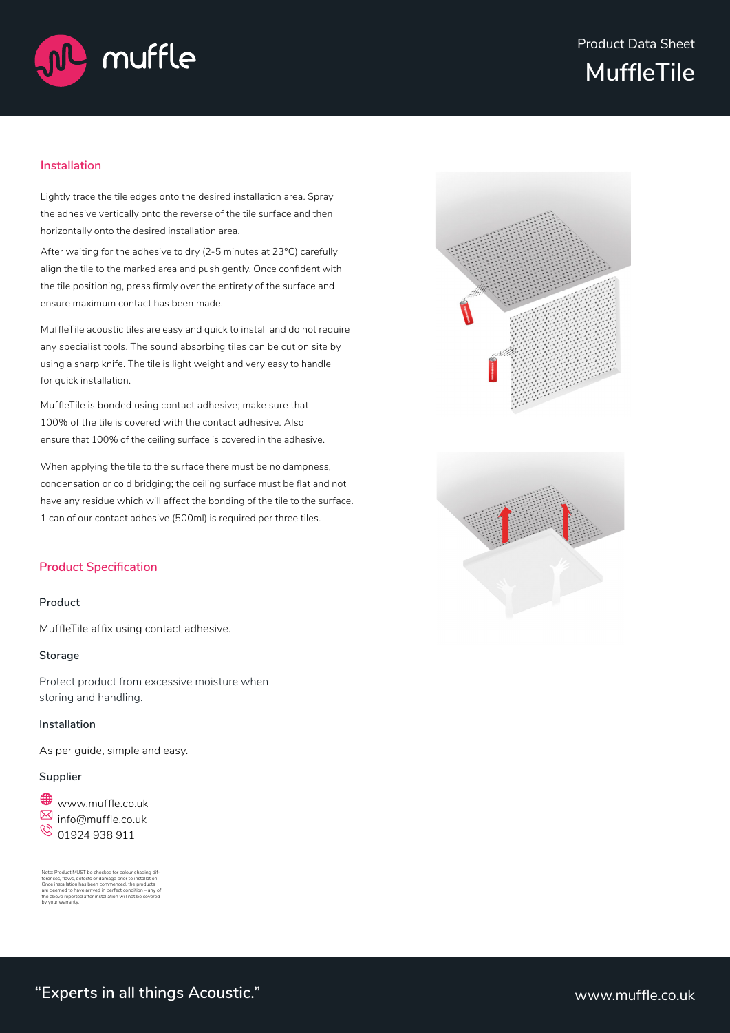## Installation

Lightly trace the tile edges onto the desired installation area. Spray the adhesive vertically onto the reverse of the tile surface and then horizontally onto the desired installation area.

After waiting for the adhesive to dry (2-5 minutes at 23°C) carefully align the tile to the marked area and push gently. Once confident with the tile positioning, press firmly over the entirety of the surface and ensure maximum contact has been made.

MuffleTile acoustic tiles are easy and quick to install and do not require any specialist tools. The sound absorbing tiles can be cut on site by using a sharp knife. The tile is light weight and very easy to handle for quick installation.

MuffleTile is bonded using contact adhesive; make sure that 100% of the tile is covered with the contact adhesive. Also ensure that 100% of the ceiling surface is covered in the adhesive.

When applying the tile to the surface there must be no dampness, condensation or cold bridging; the ceiling surface must be flat and not have any residue which will affect the bonding of the tile to the surface. 1 can of our contact adhesive (500ml) is required per three tiles.

## Product Specification

### Product

MuffleTile affix using contact adhesive.

### Storage

Protect product from excessive moisture when storing and handling.

### Installation

As per guide, simple and easy.

### Supplier

www.muffle.co.uk
info@muffle.co.uk
01924 938 911

Note: Product MUST be checked for colour shading differences, flaws, defects or damage prior to installation. Once installation has been commenced, the products are deemed to have arrived in perfect condition – any of the above reported after installation will not be covered by your warranty.

"Experts in all things Acoustic."